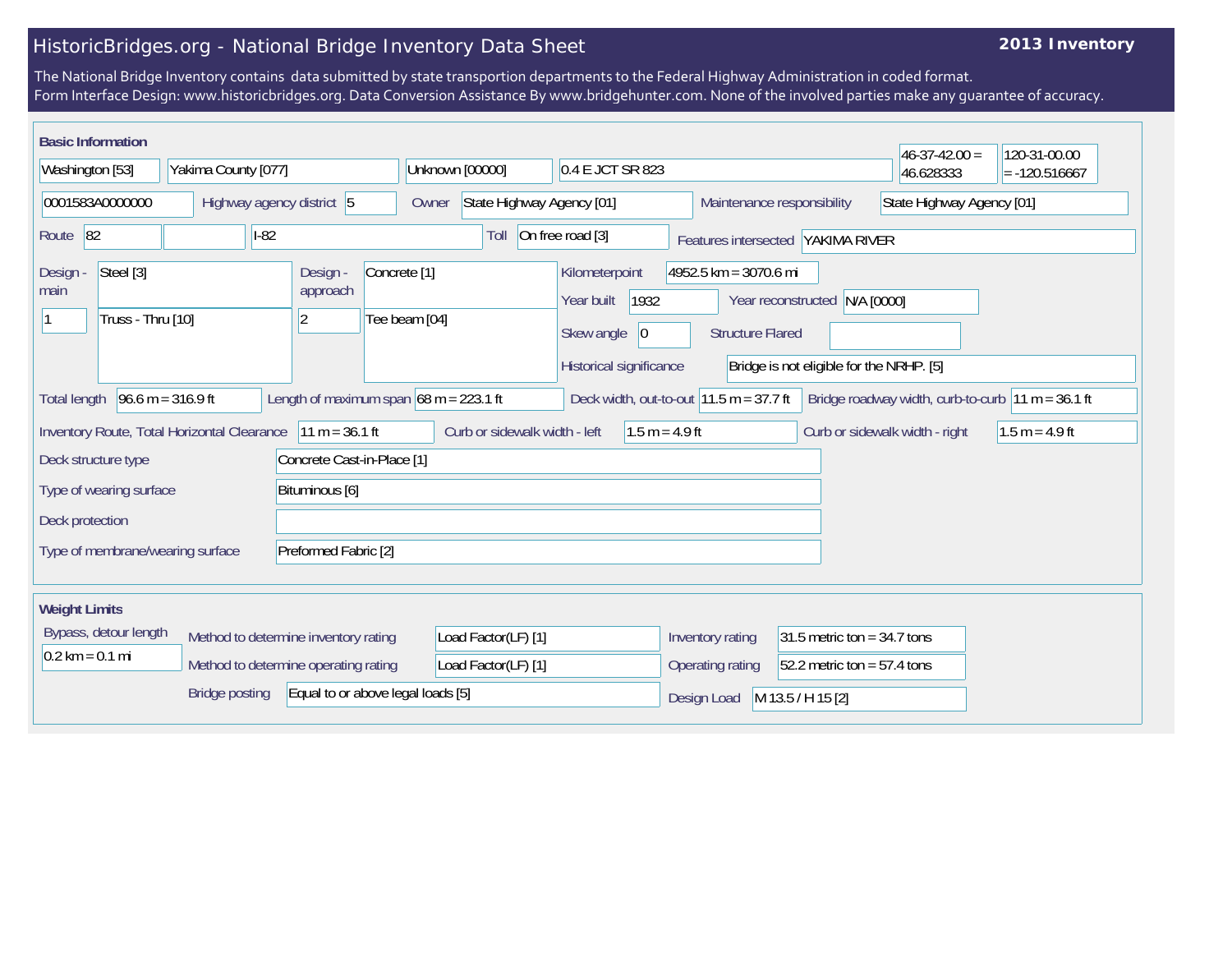# HistoricBridges.org - National Bridge Inventory Data Sheet

**2013 Inventory**

The National Bridge Inventory contains data submitted by state transportion departments to the Federal Highway Administration in coded format.
Form Interface Design: www.historicbridges.org. Data Conversion Assistance By www.bridgehunter.com. None of the involved parties make any guarantee of accuracy.

## Basic Information

| Field | Value |
|---|---|
| State | Washington [53] |
| County | Yakima County [077] |
| Place | Unknown [00000] |
| Location | 0.4 E JCT SR 823 |
| Latitude | 46-37-42.00 = 46.628333 |
| Longitude | 120-31-00.00 = -120.516667 |
| Structure Number | 0001583A0000000 |
| Highway agency district | 5 |
| Owner | State Highway Agency [01] |
| Maintenance responsibility | State Highway Agency [01] |
| Route | 82 |
| Facility | I-82 |
| Toll | On free road [3] |
| Features intersected | YAKIMA RIVER |
| Design - main | Steel [3] |
| Main spans | 1 |
| Main type | Truss - Thru [10] |
| Design - approach | Concrete [1] |
| Approach spans | 2 |
| Approach type | Tee beam [04] |
| Kilometerpoint | 4952.5 km = 3070.6 mi |
| Year built | 1932 |
| Year reconstructed | N/A [0000] |
| Skew angle | 0 |
| Structure Flared | |
| Historical significance | Bridge is not eligible for the NRHP. [5] |
| Total length | 96.6 m = 316.9 ft |
| Length of maximum span | 68 m = 223.1 ft |
| Deck width, out-to-out | 11.5 m = 37.7 ft |
| Bridge roadway width, curb-to-curb | 11 m = 36.1 ft |
| Inventory Route, Total Horizontal Clearance | 11 m = 36.1 ft |
| Curb or sidewalk width - left | 1.5 m = 4.9 ft |
| Curb or sidewalk width - right | 1.5 m = 4.9 ft |
| Deck structure type | Concrete Cast-in-Place [1] |
| Type of wearing surface | Bituminous [6] |
| Deck protection | |
| Type of membrane/wearing surface | Preformed Fabric [2] |

## Weight Limits

| Field | Value |
|---|---|
| Bypass, detour length | 0.2 km = 0.1 mi |
| Method to determine inventory rating | Load Factor(LF) [1] |
| Method to determine operating rating | Load Factor(LF) [1] |
| Bridge posting | Equal to or above legal loads [5] |
| Inventory rating | 31.5 metric ton = 34.7 tons |
| Operating rating | 52.2 metric ton = 57.4 tons |
| Design Load | M 13.5 / H 15 [2] |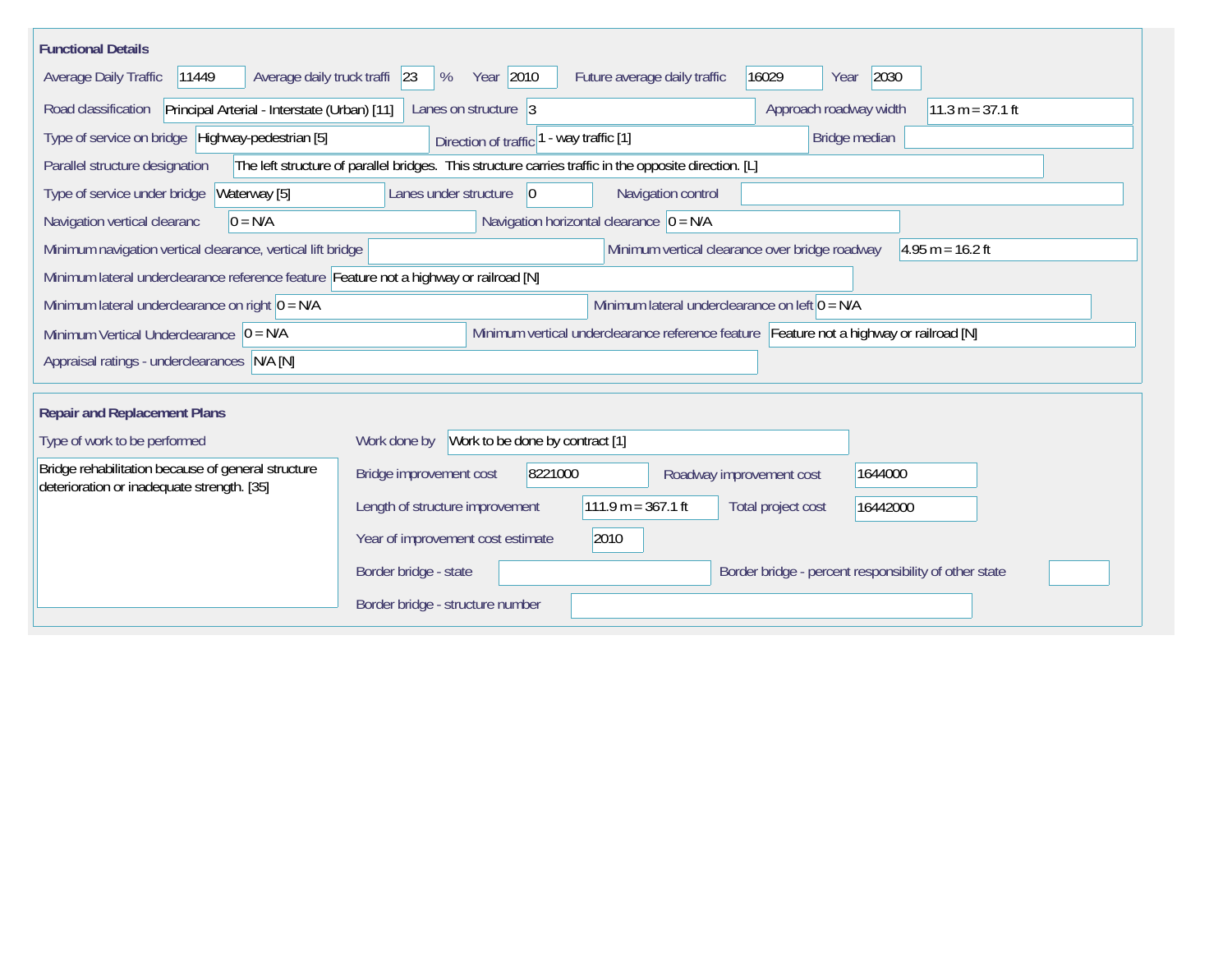## Functional Details

| Field | Value |
|---|---|
| Average Daily Traffic | 11449 |
| Average daily truck traffi | 23 % |
| Year | 2010 |
| Future average daily traffic | 16029 |
| Year | 2030 |
| Road classification | Principal Arterial - Interstate (Urban) [11] |
| Lanes on structure | 3 |
| Approach roadway width | 11.3 m = 37.1 ft |
| Type of service on bridge | Highway-pedestrian [5] |
| Direction of traffic | 1 - way traffic [1] |
| Bridge median | |
| Parallel structure designation | The left structure of parallel bridges. This structure carries traffic in the opposite direction. [L] |
| Type of service under bridge | Waterway [5] |
| Lanes under structure | 0 |
| Navigation control | |
| Navigation vertical clearanc | 0 = N/A |
| Navigation horizontal clearance | 0 = N/A |
| Minimum navigation vertical clearance, vertical lift bridge | |
| Minimum vertical clearance over bridge roadway | 4.95 m = 16.2 ft |
| Minimum lateral underclearance reference feature | Feature not a highway or railroad [N] |
| Minimum lateral underclearance on right | 0 = N/A |
| Minimum lateral underclearance on left | 0 = N/A |
| Minimum Vertical Underclearance | 0 = N/A |
| Minimum vertical underclearance reference feature | Feature not a highway or railroad [N] |
| Appraisal ratings - underclearances | N/A [N] |

## Repair and Replacement Plans

| Field | Value |
|---|---|
| Type of work to be performed | Bridge rehabilitation because of general structure deterioration or inadequate strength. [35] |
| Work done by | Work to be done by contract [1] |
| Bridge improvement cost | 8221000 |
| Roadway improvement cost | 1644000 |
| Length of structure improvement | 111.9 m = 367.1 ft |
| Total project cost | 16442000 |
| Year of improvement cost estimate | 2010 |
| Border bridge - state | |
| Border bridge - percent responsibility of other state | |
| Border bridge - structure number | |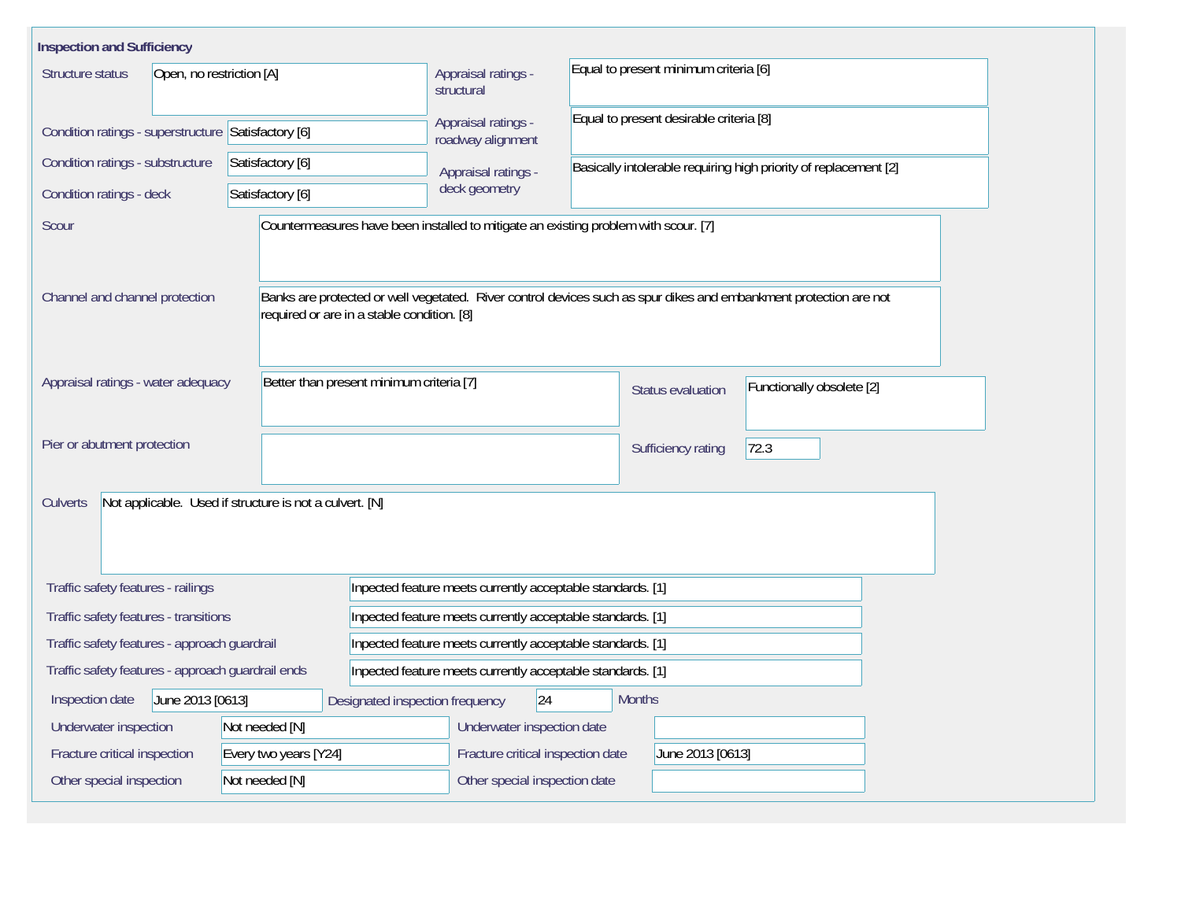## Inspection and Sufficiency

| Field | Value |
|---|---|
| Structure status | Open, no restriction [A] |
| Appraisal ratings - structural | Equal to present minimum criteria [6] |
| Condition ratings - superstructure | Satisfactory [6] |
| Appraisal ratings - roadway alignment | Equal to present desirable criteria [8] |
| Condition ratings - substructure | Satisfactory [6] |
| Appraisal ratings - deck geometry | Basically intolerable requiring high priority of replacement [2] |
| Condition ratings - deck | Satisfactory [6] |
| Scour | Countermeasures have been installed to mitigate an existing problem with scour. [7] |
| Channel and channel protection | Banks are protected or well vegetated. River control devices such as spur dikes and embankment protection are not required or are in a stable condition. [8] |
| Appraisal ratings - water adequacy | Better than present minimum criteria [7] |
| Status evaluation | Functionally obsolete [2] |
| Pier or abutment protection | |
| Sufficiency rating | 72.3 |
| Culverts | Not applicable. Used if structure is not a culvert. [N] |
| Traffic safety features - railings | Inpected feature meets currently acceptable standards. [1] |
| Traffic safety features - transitions | Inpected feature meets currently acceptable standards. [1] |
| Traffic safety features - approach guardrail | Inpected feature meets currently acceptable standards. [1] |
| Traffic safety features - approach guardrail ends | Inpected feature meets currently acceptable standards. [1] |
| Inspection date | June 2013 [0613] |
| Designated inspection frequency | 24 Months |
| Underwater inspection | Not needed [N] |
| Underwater inspection date | |
| Fracture critical inspection | Every two years [Y24] |
| Fracture critical inspection date | June 2013 [0613] |
| Other special inspection | Not needed [N] |
| Other special inspection date | |